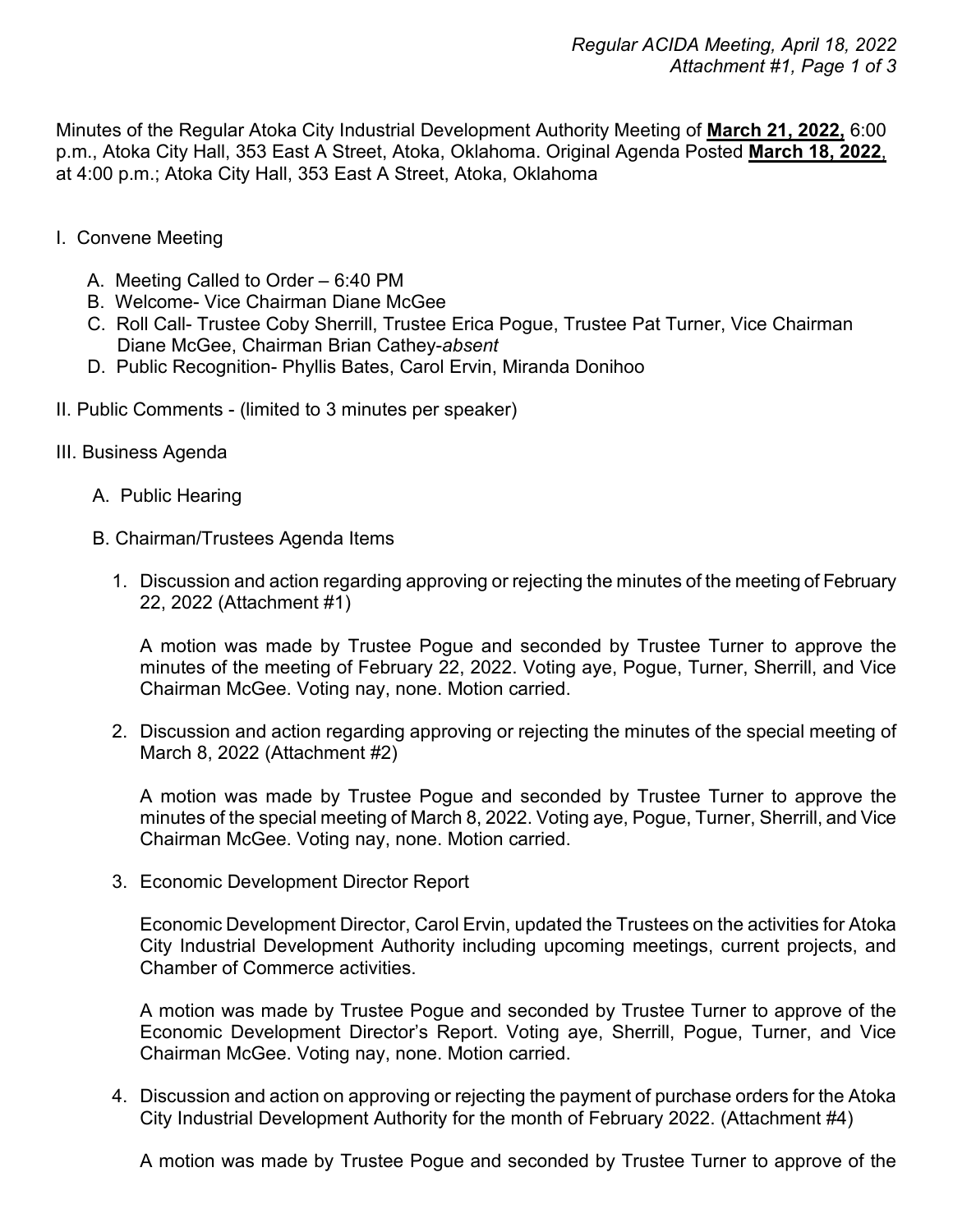Minutes of the Regular Atoka City Industrial Development Authority Meeting of **March 21, 2022,** 6:00 p.m., Atoka City Hall, 353 East A Street, Atoka, Oklahoma. Original Agenda Posted **March 18, 2022**, at 4:00 p.m.; Atoka City Hall, 353 East A Street, Atoka, Oklahoma

I. Convene Meeting

   A. Meeting Called to Order – 6:40 PM
   B. Welcome- Vice Chairman Diane McGee
   C. Roll Call- Trustee Coby Sherrill, Trustee Erica Pogue, Trustee Pat Turner, Vice Chairman Diane McGee, Chairman Brian Cathey-*absent*
   D. Public Recognition- Phyllis Bates, Carol Ervin, Miranda Donihoo

II. Public Comments - (limited to 3 minutes per speaker)

III. Business Agenda

   A. Public Hearing

   B. Chairman/Trustees Agenda Items

      1. Discussion and action regarding approving or rejecting the minutes of the meeting of February 22, 2022 (Attachment #1)

         A motion was made by Trustee Pogue and seconded by Trustee Turner to approve the minutes of the meeting of February 22, 2022. Voting aye, Pogue, Turner, Sherrill, and Vice Chairman McGee. Voting nay, none. Motion carried.

      2. Discussion and action regarding approving or rejecting the minutes of the special meeting of March 8, 2022 (Attachment #2)

         A motion was made by Trustee Pogue and seconded by Trustee Turner to approve the minutes of the special meeting of March 8, 2022. Voting aye, Pogue, Turner, Sherrill, and Vice Chairman McGee. Voting nay, none. Motion carried.

      3. Economic Development Director Report

         Economic Development Director, Carol Ervin, updated the Trustees on the activities for Atoka City Industrial Development Authority including upcoming meetings, current projects, and Chamber of Commerce activities.

         A motion was made by Trustee Pogue and seconded by Trustee Turner to approve of the Economic Development Director's Report. Voting aye, Sherrill, Pogue, Turner, and Vice Chairman McGee. Voting nay, none. Motion carried.

      4. Discussion and action on approving or rejecting the payment of purchase orders for the Atoka City Industrial Development Authority for the month of February 2022. (Attachment #4)

         A motion was made by Trustee Pogue and seconded by Trustee Turner to approve of the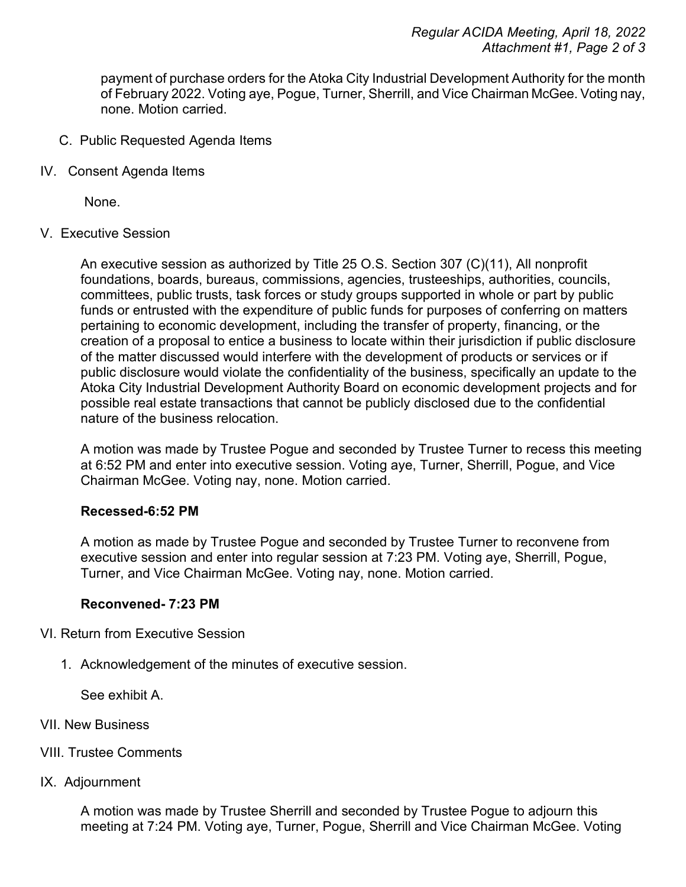payment of purchase orders for the Atoka City Industrial Development Authority for the month of February 2022. Voting aye, Pogue, Turner, Sherrill, and Vice Chairman McGee. Voting nay, none. Motion carried.

C. Public Requested Agenda Items

IV. Consent Agenda Items

None.

V. Executive Session

An executive session as authorized by Title 25 O.S. Section 307 (C)(11), All nonprofit foundations, boards, bureaus, commissions, agencies, trusteeships, authorities, councils, committees, public trusts, task forces or study groups supported in whole or part by public funds or entrusted with the expenditure of public funds for purposes of conferring on matters pertaining to economic development, including the transfer of property, financing, or the creation of a proposal to entice a business to locate within their jurisdiction if public disclosure of the matter discussed would interfere with the development of products or services or if public disclosure would violate the confidentiality of the business, specifically an update to the Atoka City Industrial Development Authority Board on economic development projects and for possible real estate transactions that cannot be publicly disclosed due to the confidential nature of the business relocation.

A motion was made by Trustee Pogue and seconded by Trustee Turner to recess this meeting at 6:52 PM and enter into executive session. Voting aye, Turner, Sherrill, Pogue, and Vice Chairman McGee. Voting nay, none. Motion carried.

**Recessed-6:52 PM**

A motion as made by Trustee Pogue and seconded by Trustee Turner to reconvene from executive session and enter into regular session at 7:23 PM. Voting aye, Sherrill, Pogue, Turner, and Vice Chairman McGee. Voting nay, none. Motion carried.

**Reconvened- 7:23 PM**

VI. Return from Executive Session

1. Acknowledgement of the minutes of executive session.

   See exhibit A.

VII. New Business

VIII. Trustee Comments

IX. Adjournment

A motion was made by Trustee Sherrill and seconded by Trustee Pogue to adjourn this meeting at 7:24 PM. Voting aye, Turner, Pogue, Sherrill and Vice Chairman McGee. Voting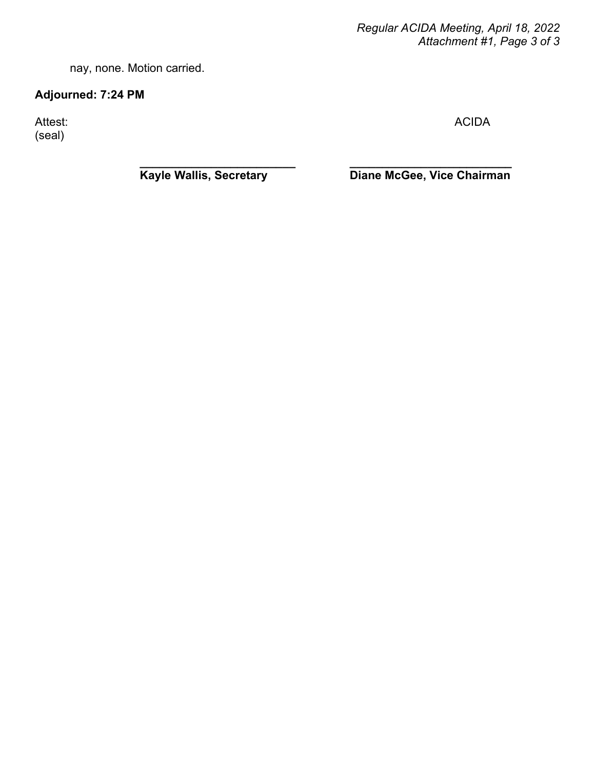nay, none. Motion carried.

**Adjourned: 7:24 PM**

Attest: ACIDA
(seal)

| | |
|---|---|
| **Kayle Wallis, Secretary** | **Diane McGee, Vice Chairman** |